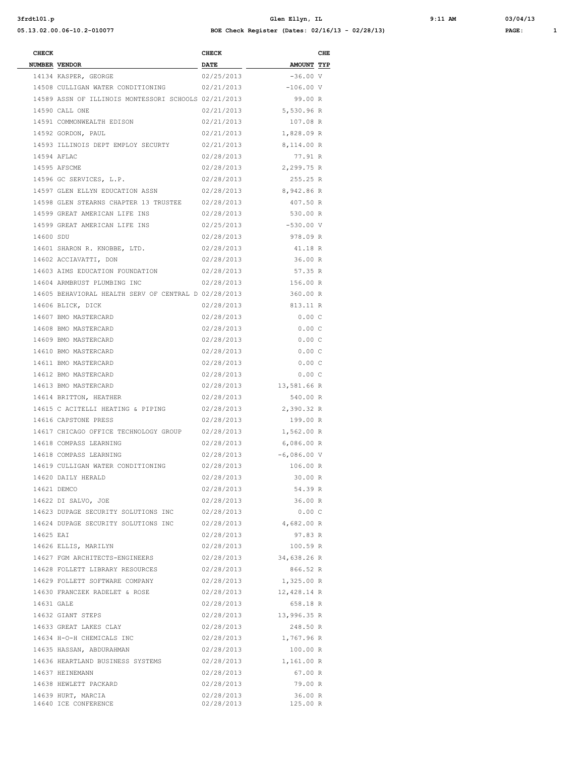**BOE Check Register (Dates: 02/16/13 - 02/28/13)**

| CHECK NUMBER | VENDOR | CHECK DATE | AMOUNT | CHE TYP |
|---|---|---|---|---|
| 14134 | KASPER, GEORGE | 02/25/2013 | -36.00 | V |
| 14508 | CULLIGAN WATER CONDITIONING | 02/21/2013 | -106.00 | V |
| 14589 | ASSN OF ILLINOIS MONTESSORI SCHOOLS | 02/21/2013 | 99.00 | R |
| 14590 | CALL ONE | 02/21/2013 | 5,530.96 | R |
| 14591 | COMMONWEALTH EDISON | 02/21/2013 | 107.08 | R |
| 14592 | GORDON, PAUL | 02/21/2013 | 1,828.09 | R |
| 14593 | ILLINOIS DEPT EMPLOY SECURTY | 02/21/2013 | 8,114.00 | R |
| 14594 | AFLAC | 02/28/2013 | 77.91 | R |
| 14595 | AFSCME | 02/28/2013 | 2,299.75 | R |
| 14596 | GC SERVICES, L.P. | 02/28/2013 | 255.25 | R |
| 14597 | GLEN ELLYN EDUCATION ASSN | 02/28/2013 | 8,942.86 | R |
| 14598 | GLEN STEARNS CHAPTER 13 TRUSTEE | 02/28/2013 | 407.50 | R |
| 14599 | GREAT AMERICAN LIFE INS | 02/28/2013 | 530.00 | R |
| 14599 | GREAT AMERICAN LIFE INS | 02/25/2013 | -530.00 | V |
| 14600 | SDU | 02/28/2013 | 978.09 | R |
| 14601 | SHARON R. KNOBBE, LTD. | 02/28/2013 | 41.18 | R |
| 14602 | ACCIAVATTI, DON | 02/28/2013 | 36.00 | R |
| 14603 | AIMS EDUCATION FOUNDATION | 02/28/2013 | 57.35 | R |
| 14604 | ARMBRUST PLUMBING INC | 02/28/2013 | 156.00 | R |
| 14605 | BEHAVIORAL HEALTH SERV OF CENTRAL D | 02/28/2013 | 360.00 | R |
| 14606 | BLICK, DICK | 02/28/2013 | 813.11 | R |
| 14607 | BMO MASTERCARD | 02/28/2013 | 0.00 | C |
| 14608 | BMO MASTERCARD | 02/28/2013 | 0.00 | C |
| 14609 | BMO MASTERCARD | 02/28/2013 | 0.00 | C |
| 14610 | BMO MASTERCARD | 02/28/2013 | 0.00 | C |
| 14611 | BMO MASTERCARD | 02/28/2013 | 0.00 | C |
| 14612 | BMO MASTERCARD | 02/28/2013 | 0.00 | C |
| 14613 | BMO MASTERCARD | 02/28/2013 | 13,581.66 | R |
| 14614 | BRITTON, HEATHER | 02/28/2013 | 540.00 | R |
| 14615 | C ACITELLI HEATING & PIPING | 02/28/2013 | 2,390.32 | R |
| 14616 | CAPSTONE PRESS | 02/28/2013 | 199.00 | R |
| 14617 | CHICAGO OFFICE TECHNOLOGY GROUP | 02/28/2013 | 1,562.00 | R |
| 14618 | COMPASS LEARNING | 02/28/2013 | 6,086.00 | R |
| 14618 | COMPASS LEARNING | 02/28/2013 | -6,086.00 | V |
| 14619 | CULLIGAN WATER CONDITIONING | 02/28/2013 | 106.00 | R |
| 14620 | DAILY HERALD | 02/28/2013 | 30.00 | R |
| 14621 | DEMCO | 02/28/2013 | 54.39 | R |
| 14622 | DI SALVO, JOE | 02/28/2013 | 36.00 | R |
| 14623 | DUPAGE SECURITY SOLUTIONS INC | 02/28/2013 | 0.00 | C |
| 14624 | DUPAGE SECURITY SOLUTIONS INC | 02/28/2013 | 4,682.00 | R |
| 14625 | EAI | 02/28/2013 | 97.83 | R |
| 14626 | ELLIS, MARILYN | 02/28/2013 | 100.59 | R |
| 14627 | FGM ARCHITECTS-ENGINEERS | 02/28/2013 | 34,638.26 | R |
| 14628 | FOLLETT LIBRARY RESOURCES | 02/28/2013 | 866.52 | R |
| 14629 | FOLLETT SOFTWARE COMPANY | 02/28/2013 | 1,325.00 | R |
| 14630 | FRANCZEK RADELET & ROSE | 02/28/2013 | 12,428.14 | R |
| 14631 | GALE | 02/28/2013 | 658.18 | R |
| 14632 | GIANT STEPS | 02/28/2013 | 13,996.35 | R |
| 14633 | GREAT LAKES CLAY | 02/28/2013 | 248.50 | R |
| 14634 | H-O-H CHEMICALS INC | 02/28/2013 | 1,767.96 | R |
| 14635 | HASSAN, ABDURAHMAN | 02/28/2013 | 100.00 | R |
| 14636 | HEARTLAND BUSINESS SYSTEMS | 02/28/2013 | 1,161.00 | R |
| 14637 | HEINEMANN | 02/28/2013 | 67.00 | R |
| 14638 | HEWLETT PACKARD | 02/28/2013 | 79.00 | R |
| 14639 | HURT, MARCIA | 02/28/2013 | 36.00 | R |
| 14640 | ICE CONFERENCE | 02/28/2013 | 125.00 | R |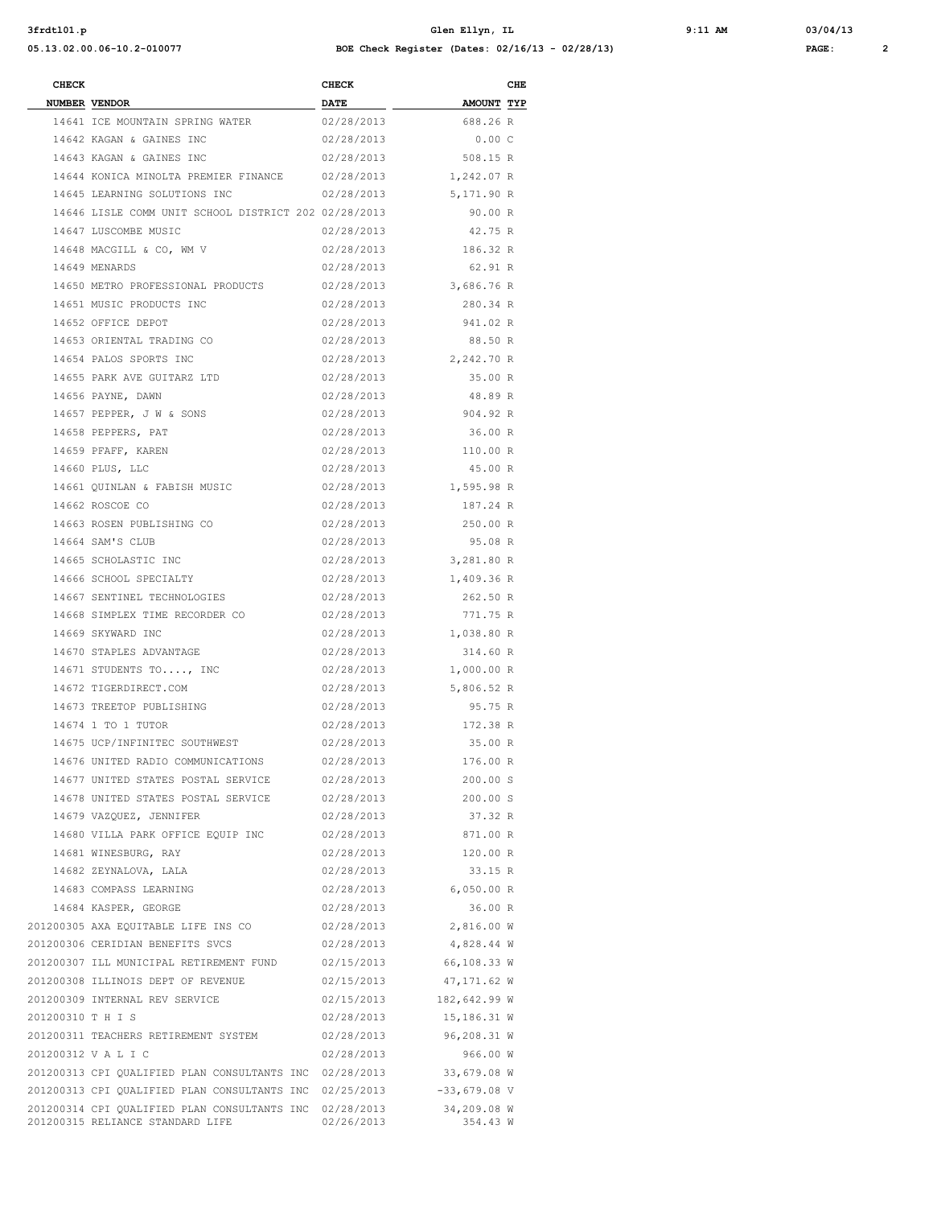| CHECK NUMBER | VENDOR | CHECK DATE | AMOUNT | CHE TYP |
|---|---|---|---|---|
| 14641 | ICE MOUNTAIN SPRING WATER | 02/28/2013 | 688.26 | R |
| 14642 | KAGAN & GAINES INC | 02/28/2013 | 0.00 | C |
| 14643 | KAGAN & GAINES INC | 02/28/2013 | 508.15 | R |
| 14644 | KONICA MINOLTA PREMIER FINANCE | 02/28/2013 | 1,242.07 | R |
| 14645 | LEARNING SOLUTIONS INC | 02/28/2013 | 5,171.90 | R |
| 14646 | LISLE COMM UNIT SCHOOL DISTRICT 202 | 02/28/2013 | 90.00 | R |
| 14647 | LUSCOMBE MUSIC | 02/28/2013 | 42.75 | R |
| 14648 | MACGILL & CO, WM V | 02/28/2013 | 186.32 | R |
| 14649 | MENARDS | 02/28/2013 | 62.91 | R |
| 14650 | METRO PROFESSIONAL PRODUCTS | 02/28/2013 | 3,686.76 | R |
| 14651 | MUSIC PRODUCTS INC | 02/28/2013 | 280.34 | R |
| 14652 | OFFICE DEPOT | 02/28/2013 | 941.02 | R |
| 14653 | ORIENTAL TRADING CO | 02/28/2013 | 88.50 | R |
| 14654 | PALOS SPORTS INC | 02/28/2013 | 2,242.70 | R |
| 14655 | PARK AVE GUITARZ LTD | 02/28/2013 | 35.00 | R |
| 14656 | PAYNE, DAWN | 02/28/2013 | 48.89 | R |
| 14657 | PEPPER, J W & SONS | 02/28/2013 | 904.92 | R |
| 14658 | PEPPERS, PAT | 02/28/2013 | 36.00 | R |
| 14659 | PFAFF, KAREN | 02/28/2013 | 110.00 | R |
| 14660 | PLUS, LLC | 02/28/2013 | 45.00 | R |
| 14661 | QUINLAN & FABISH MUSIC | 02/28/2013 | 1,595.98 | R |
| 14662 | ROSCOE CO | 02/28/2013 | 187.24 | R |
| 14663 | ROSEN PUBLISHING CO | 02/28/2013 | 250.00 | R |
| 14664 | SAM'S CLUB | 02/28/2013 | 95.08 | R |
| 14665 | SCHOLASTIC INC | 02/28/2013 | 3,281.80 | R |
| 14666 | SCHOOL SPECIALTY | 02/28/2013 | 1,409.36 | R |
| 14667 | SENTINEL TECHNOLOGIES | 02/28/2013 | 262.50 | R |
| 14668 | SIMPLEX TIME RECORDER CO | 02/28/2013 | 771.75 | R |
| 14669 | SKYWARD INC | 02/28/2013 | 1,038.80 | R |
| 14670 | STAPLES ADVANTAGE | 02/28/2013 | 314.60 | R |
| 14671 | STUDENTS TO...., INC | 02/28/2013 | 1,000.00 | R |
| 14672 | TIGERDIRECT.COM | 02/28/2013 | 5,806.52 | R |
| 14673 | TREETOP PUBLISHING | 02/28/2013 | 95.75 | R |
| 14674 | 1 TO 1 TUTOR | 02/28/2013 | 172.38 | R |
| 14675 | UCP/INFINITEC SOUTHWEST | 02/28/2013 | 35.00 | R |
| 14676 | UNITED RADIO COMMUNICATIONS | 02/28/2013 | 176.00 | R |
| 14677 | UNITED STATES POSTAL SERVICE | 02/28/2013 | 200.00 | S |
| 14678 | UNITED STATES POSTAL SERVICE | 02/28/2013 | 200.00 | S |
| 14679 | VAZQUEZ, JENNIFER | 02/28/2013 | 37.32 | R |
| 14680 | VILLA PARK OFFICE EQUIP INC | 02/28/2013 | 871.00 | R |
| 14681 | WINESBURG, RAY | 02/28/2013 | 120.00 | R |
| 14682 | ZEYNALOVA, LALA | 02/28/2013 | 33.15 | R |
| 14683 | COMPASS LEARNING | 02/28/2013 | 6,050.00 | R |
| 14684 | KASPER, GEORGE | 02/28/2013 | 36.00 | R |
| 201200305 | AXA EQUITABLE LIFE INS CO | 02/28/2013 | 2,816.00 | W |
| 201200306 | CERIDIAN BENEFITS SVCS | 02/28/2013 | 4,828.44 | W |
| 201200307 | ILL MUNICIPAL RETIREMENT FUND | 02/15/2013 | 66,108.33 | W |
| 201200308 | ILLINOIS DEPT OF REVENUE | 02/15/2013 | 47,171.62 | W |
| 201200309 | INTERNAL REV SERVICE | 02/15/2013 | 182,642.99 | W |
| 201200310 | T H I S | 02/28/2013 | 15,186.31 | W |
| 201200311 | TEACHERS RETIREMENT SYSTEM | 02/28/2013 | 96,208.31 | W |
| 201200312 | V A L I C | 02/28/2013 | 966.00 | W |
| 201200313 | CPI QUALIFIED PLAN CONSULTANTS INC | 02/28/2013 | 33,679.08 | W |
| 201200313 | CPI QUALIFIED PLAN CONSULTANTS INC | 02/25/2013 | -33,679.08 | V |
| 201200314 | CPI QUALIFIED PLAN CONSULTANTS INC | 02/28/2013 | 34,209.08 | W |
| 201200315 | RELIANCE STANDARD LIFE | 02/26/2013 | 354.43 | W |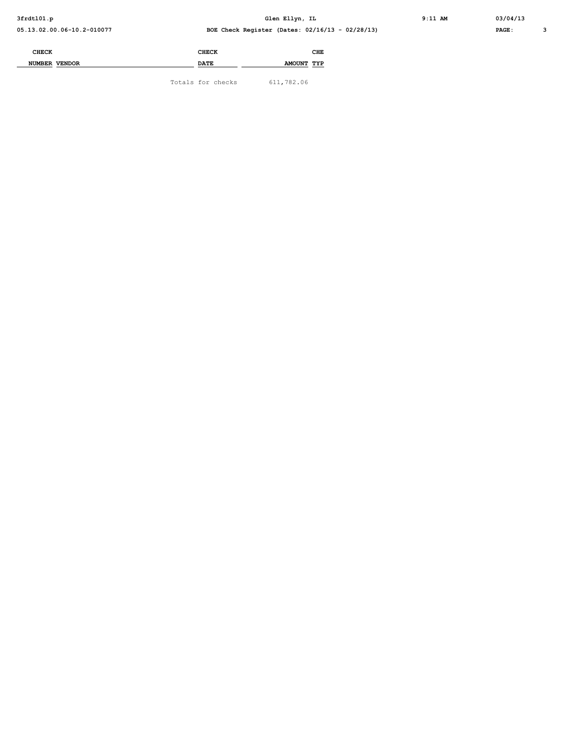| CHECK NUMBER | VENDOR | CHECK DATE | AMOUNT | CHE TYP |
|---|---|---|---|---|
| | | Totals for checks | 611,782.06 | |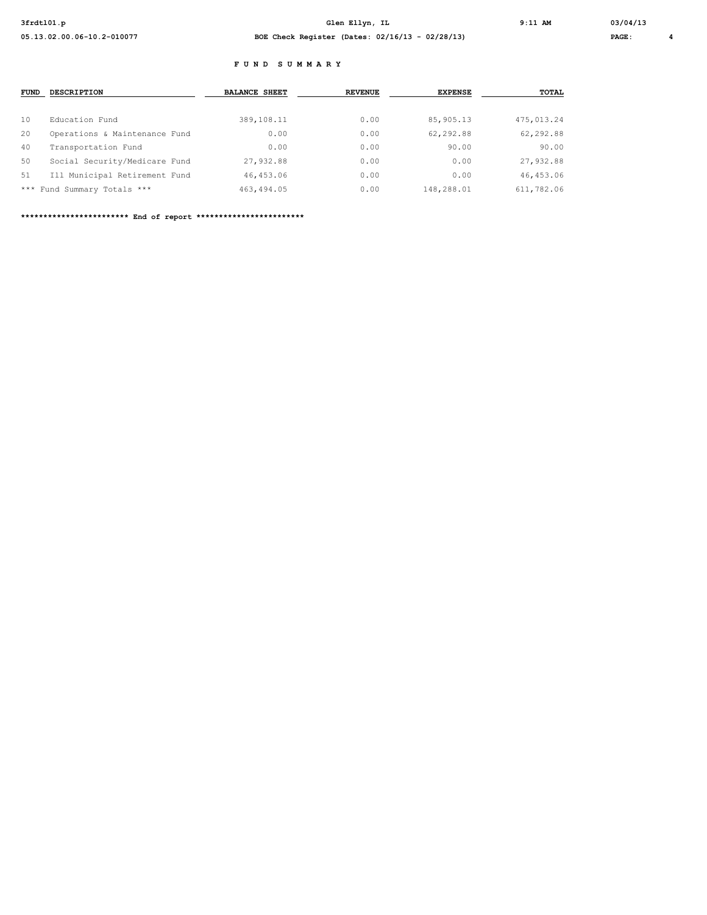# F U N D   S U M M A R Y

| FUND | DESCRIPTION | BALANCE SHEET | REVENUE | EXPENSE | TOTAL |
|---|---|---|---|---|---|
| 10 | Education Fund | 389,108.11 | 0.00 | 85,905.13 | 475,013.24 |
| 20 | Operations & Maintenance Fund | 0.00 | 0.00 | 62,292.88 | 62,292.88 |
| 40 | Transportation Fund | 0.00 | 0.00 | 90.00 | 90.00 |
| 50 | Social Security/Medicare Fund | 27,932.88 | 0.00 | 0.00 | 27,932.88 |
| 51 | Ill Municipal Retirement Fund | 46,453.06 | 0.00 | 0.00 | 46,453.06 |
| *** Fund Summary Totals *** | | 463,494.05 | 0.00 | 148,288.01 | 611,782.06 |

************************ End of report ************************